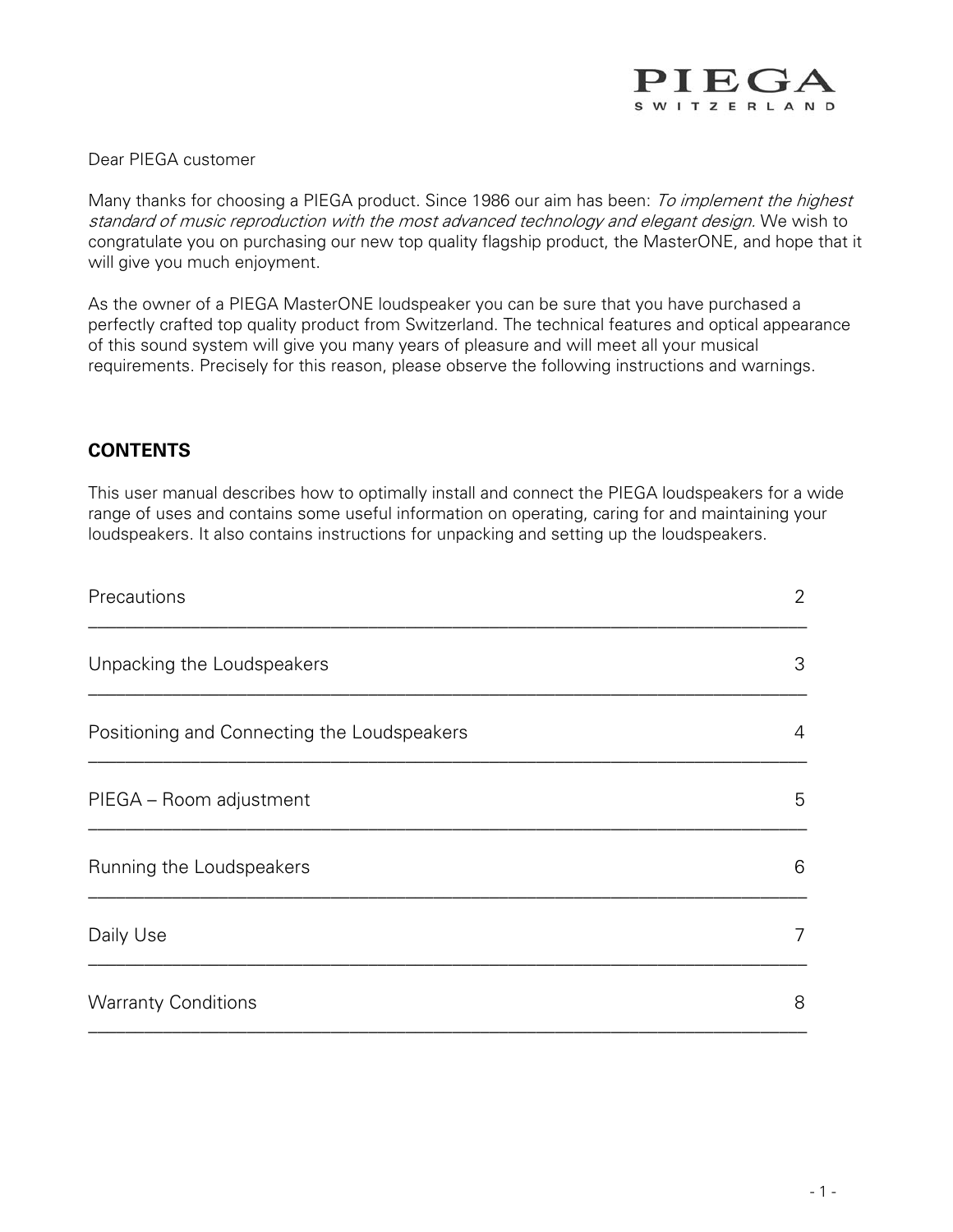PIEGA
SWITZERLAND

Dear PIEGA customer

Many thanks for choosing a PIEGA product. Since 1986 our aim has been: *To implement the highest standard of music reproduction with the most advanced technology and elegant design.* We wish to congratulate you on purchasing our new top quality flagship product, the MasterONE, and hope that it will give you much enjoyment.

As the owner of a PIEGA MasterONE loudspeaker you can be sure that you have purchased a perfectly crafted top quality product from Switzerland. The technical features and optical appearance of this sound system will give you many years of pleasure and will meet all your musical requirements. Precisely for this reason, please observe the following instructions and warnings.

## CONTENTS

This user manual describes how to optimally install and connect the PIEGA loudspeakers for a wide range of uses and contains some useful information on operating, caring for and maintaining your loudspeakers. It also contains instructions for unpacking and setting up the loudspeakers.

| | |
|---|---|
| Precautions | 2 |
| Unpacking the Loudspeakers | 3 |
| Positioning and Connecting the Loudspeakers | 4 |
| PIEGA – Room adjustment | 5 |
| Running the Loudspeakers | 6 |
| Daily Use | 7 |
| Warranty Conditions | 8 |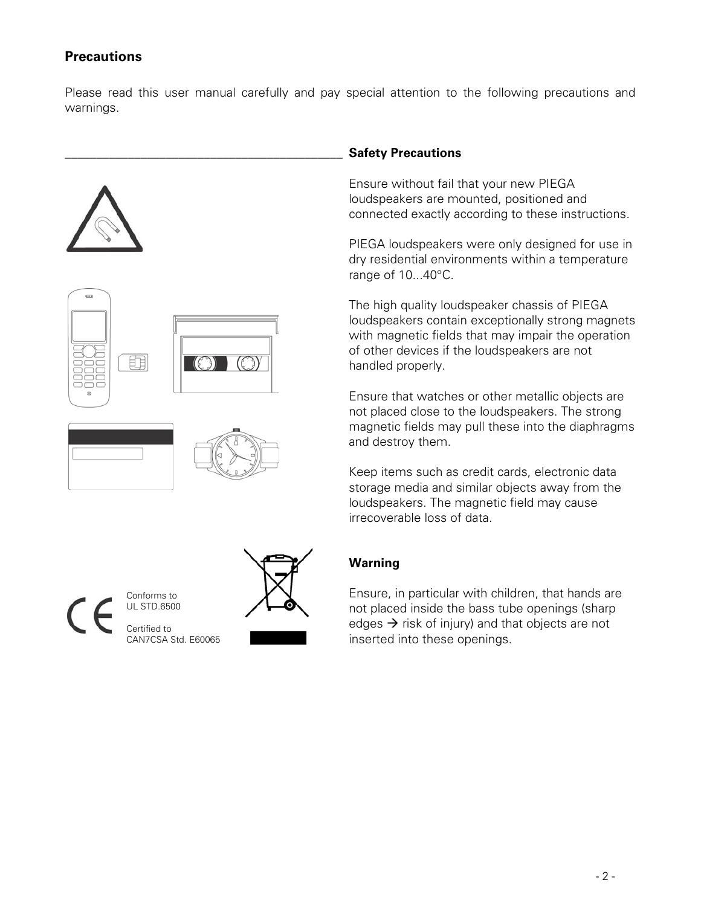# Precautions

Please read this user manual carefully and pay special attention to the following precautions and warnings.

## Safety Precautions

Ensure without fail that your new PIEGA loudspeakers are mounted, positioned and connected exactly according to these instructions.

PIEGA loudspeakers were only designed for use in dry residential environments within a temperature range of 10...40°C.

The high quality loudspeaker chassis of PIEGA loudspeakers contain exceptionally strong magnets with magnetic fields that may impair the operation of other devices if the loudspeakers are not handled properly.

Ensure that watches or other metallic objects are not placed close to the loudspeakers. The strong magnetic fields may pull these into the diaphragms and destroy them.

Keep items such as credit cards, electronic data storage media and similar objects away from the loudspeakers. The magnetic field may cause irrecoverable loss of data.

Conforms to UL STD.6500

Certified to CAN7CSA Std. E60065

## Warning

Ensure, in particular with children, that hands are not placed inside the bass tube openings (sharp edges → risk of injury) and that objects are not inserted into these openings.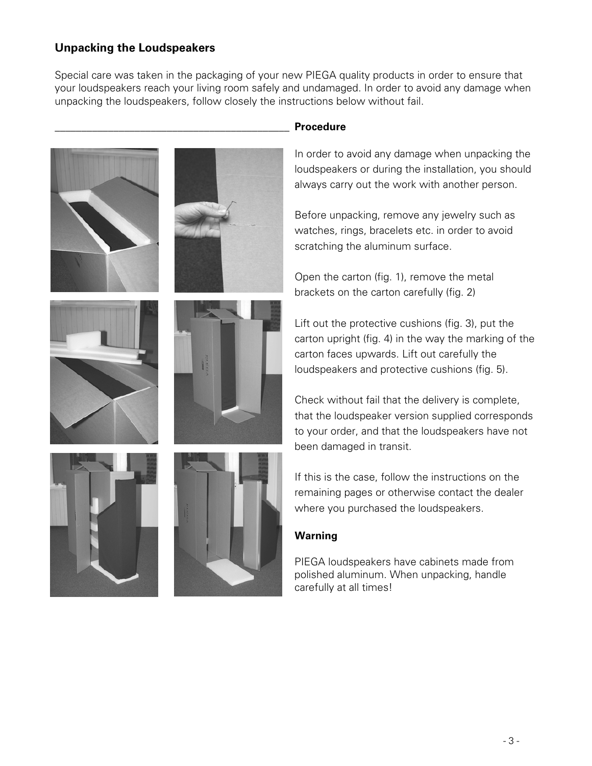## Unpacking the Loudspeakers

Special care was taken in the packaging of your new PIEGA quality products in order to ensure that your loudspeakers reach your living room safely and undamaged. In order to avoid any damage when unpacking the loudspeakers, follow closely the instructions below without fail.

### Procedure

In order to avoid any damage when unpacking the loudspeakers or during the installation, you should always carry out the work with another person.

Before unpacking, remove any jewelry such as watches, rings, bracelets etc. in order to avoid scratching the aluminum surface.

Open the carton (fig. 1), remove the metal brackets on the carton carefully (fig. 2)

Lift out the protective cushions (fig. 3), put the carton upright (fig. 4) in the way the marking of the carton faces upwards. Lift out carefully the loudspeakers and protective cushions (fig. 5).

Check without fail that the delivery is complete, that the loudspeaker version supplied corresponds to your order, and that the loudspeakers have not been damaged in transit.

If this is the case, follow the instructions on the remaining pages or otherwise contact the dealer where you purchased the loudspeakers.

### Warning

PIEGA loudspeakers have cabinets made from polished aluminum. When unpacking, handle carefully at all times!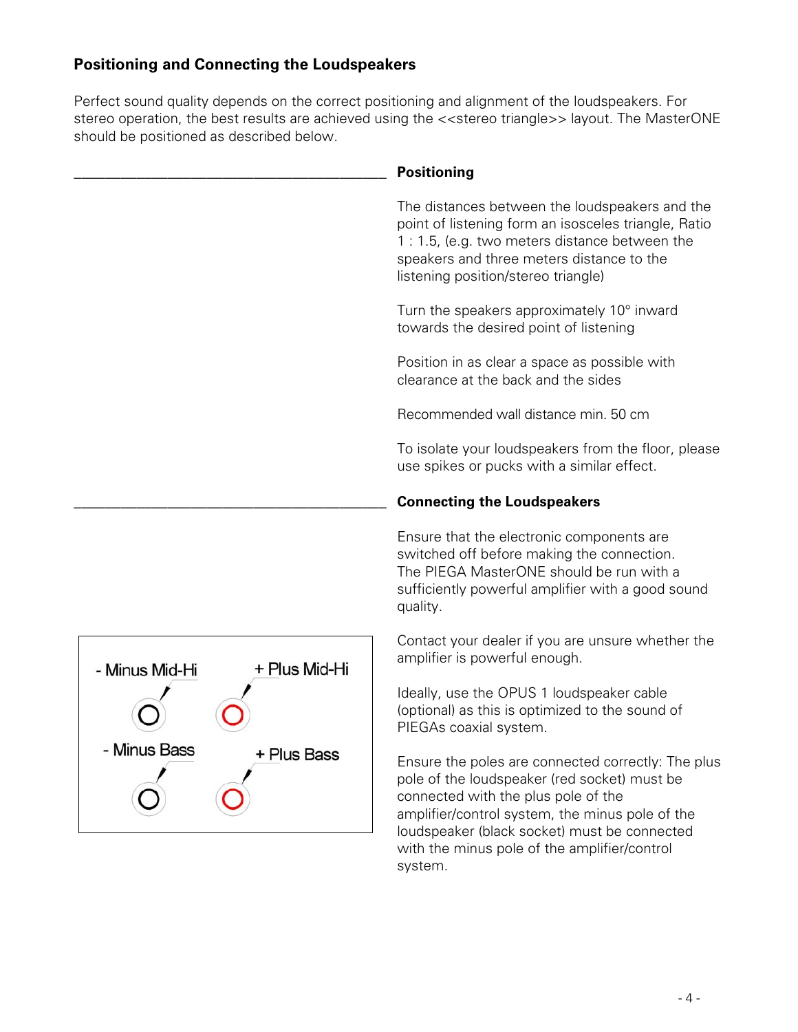## Positioning and Connecting the Loudspeakers

Perfect sound quality depends on the correct positioning and alignment of the loudspeakers. For stereo operation, the best results are achieved using the <<stereo triangle>> layout. The MasterONE should be positioned as described below.

### Positioning

The distances between the loudspeakers and the point of listening form an isosceles triangle, Ratio 1 : 1.5, (e.g. two meters distance between the speakers and three meters distance to the listening position/stereo triangle)

Turn the speakers approximately 10° inward towards the desired point of listening

Position in as clear a space as possible with clearance at the back and the sides

Recommended wall distance min. 50 cm

To isolate your loudspeakers from the floor, please use spikes or pucks with a similar effect.

### Connecting the Loudspeakers

Ensure that the electronic components are switched off before making the connection. The PIEGA MasterONE should be run with a sufficiently powerful amplifier with a good sound quality.

Contact your dealer if you are unsure whether the amplifier is powerful enough.

Ideally, use the OPUS 1 loudspeaker cable (optional) as this is optimized to the sound of PIEGAs coaxial system.

Ensure the poles are connected correctly: The plus pole of the loudspeaker (red socket) must be connected with the plus pole of the amplifier/control system, the minus pole of the loudspeaker (black socket) must be connected with the minus pole of the amplifier/control system.

- Minus Mid-Hi
+ Plus Mid-Hi
- Minus Bass
+ Plus Bass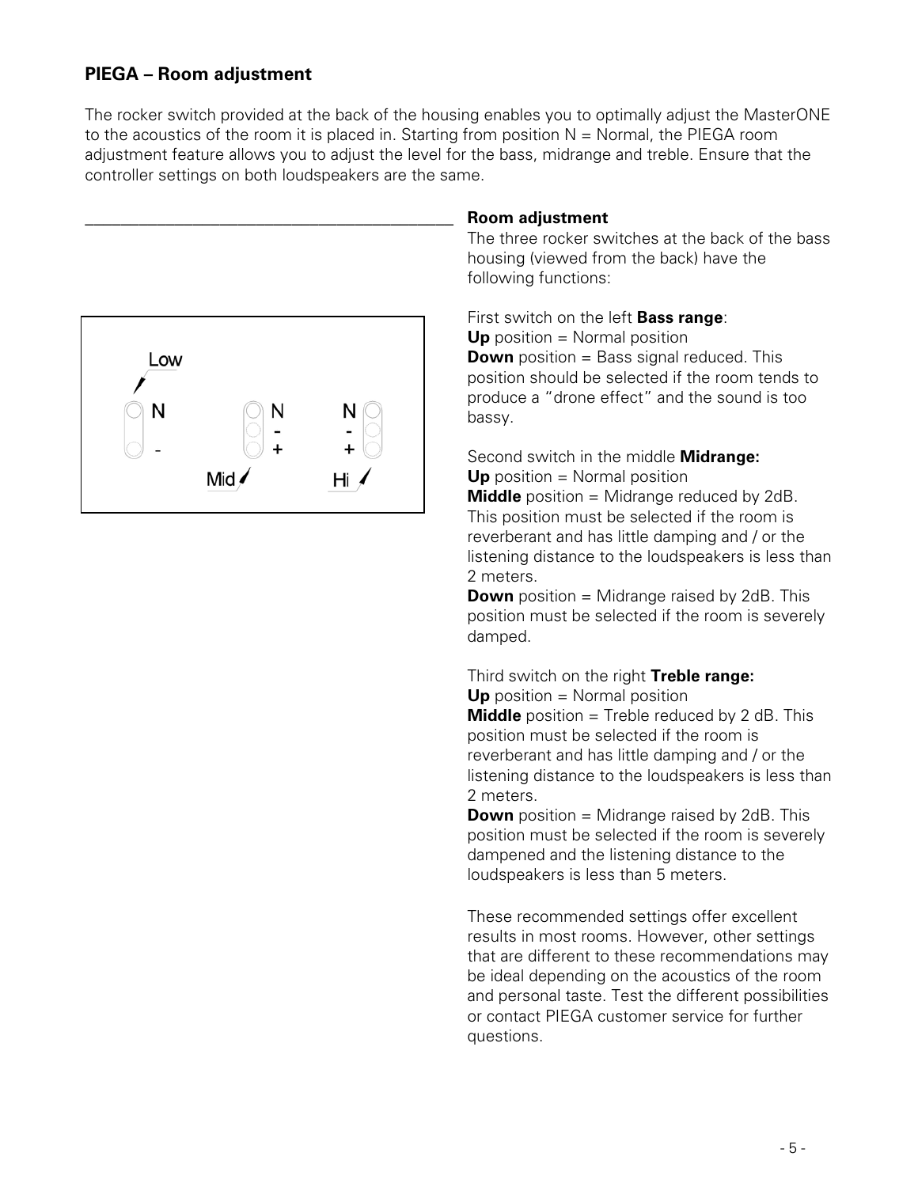## PIEGA – Room adjustment

The rocker switch provided at the back of the housing enables you to optimally adjust the MasterONE to the acoustics of the room it is placed in. Starting from position N = Normal, the PIEGA room adjustment feature allows you to adjust the level for the bass, midrange and treble. Ensure that the controller settings on both loudspeakers are the same.

Low

N

-

N

-

+

Mid

N

-

+

Hi

### Room adjustment

The three rocker switches at the back of the bass housing (viewed from the back) have the following functions:

First switch on the left **Bass range**:
**Up** position = Normal position
**Down** position = Bass signal reduced. This position should be selected if the room tends to produce a "drone effect" and the sound is too bassy.

Second switch in the middle **Midrange:**
**Up** position = Normal position
**Middle** position = Midrange reduced by 2dB. This position must be selected if the room is reverberant and has little damping and / or the listening distance to the loudspeakers is less than 2 meters.
**Down** position = Midrange raised by 2dB. This position must be selected if the room is severely damped.

Third switch on the right **Treble range:**
**Up** position = Normal position
**Middle** position = Treble reduced by 2 dB. This position must be selected if the room is reverberant and has little damping and / or the listening distance to the loudspeakers is less than 2 meters.
**Down** position = Midrange raised by 2dB. This position must be selected if the room is severely dampened and the listening distance to the loudspeakers is less than 5 meters.

These recommended settings offer excellent results in most rooms. However, other settings that are different to these recommendations may be ideal depending on the acoustics of the room and personal taste. Test the different possibilities or contact PIEGA customer service for further questions.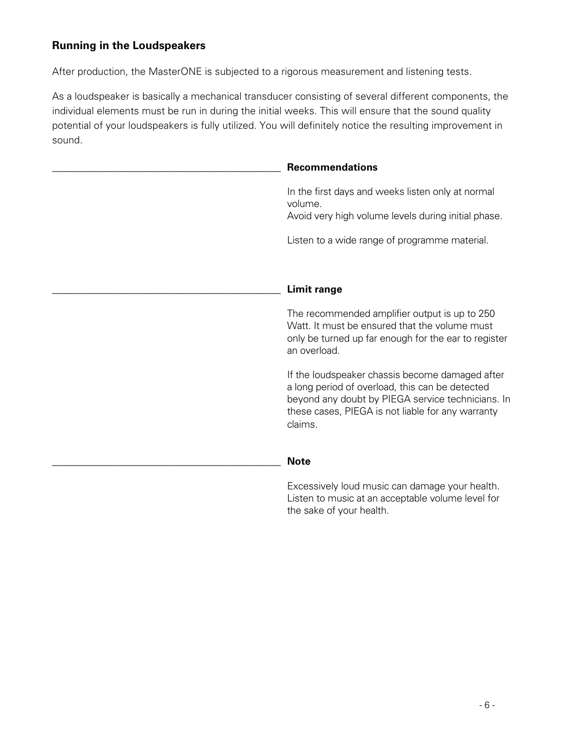## Running in the Loudspeakers

After production, the MasterONE is subjected to a rigorous measurement and listening tests.

As a loudspeaker is basically a mechanical transducer consisting of several different components, the individual elements must be run in during the initial weeks. This will ensure that the sound quality potential of your loudspeakers is fully utilized. You will definitely notice the resulting improvement in sound.

### Recommendations

In the first days and weeks listen only at normal volume.
Avoid very high volume levels during initial phase.

Listen to a wide range of programme material.

### Limit range

The recommended amplifier output is up to 250 Watt. It must be ensured that the volume must only be turned up far enough for the ear to register an overload.

If the loudspeaker chassis become damaged after a long period of overload, this can be detected beyond any doubt by PIEGA service technicians. In these cases, PIEGA is not liable for any warranty claims.

### Note

Excessively loud music can damage your health. Listen to music at an acceptable volume level for the sake of your health.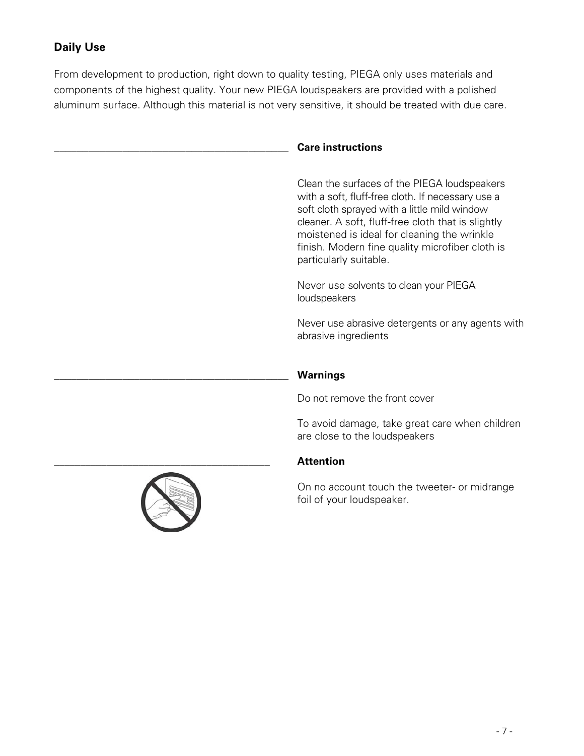## Daily Use

From development to production, right down to quality testing, PIEGA only uses materials and components of the highest quality. Your new PIEGA loudspeakers are provided with a polished aluminum surface. Although this material is not very sensitive, it should be treated with due care.

### Care instructions

Clean the surfaces of the PIEGA loudspeakers with a soft, fluff-free cloth. If necessary use a soft cloth sprayed with a little mild window cleaner. A soft, fluff-free cloth that is slightly moistened is ideal for cleaning the wrinkle finish. Modern fine quality microfiber cloth is particularly suitable.

Never use solvents to clean your PIEGA loudspeakers

Never use abrasive detergents or any agents with abrasive ingredients

### Warnings

Do not remove the front cover

To avoid damage, take great care when children are close to the loudspeakers

### Attention

On no account touch the tweeter- or midrange foil of your loudspeaker.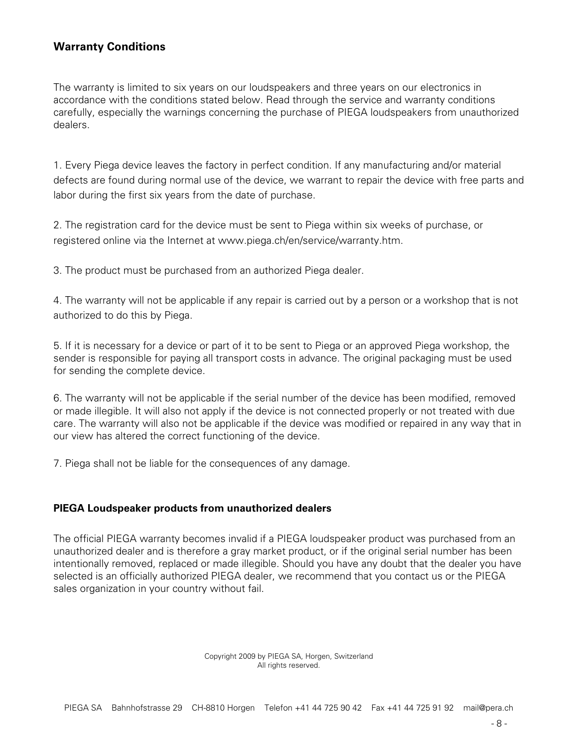## Warranty Conditions

The warranty is limited to six years on our loudspeakers and three years on our electronics in accordance with the conditions stated below. Read through the service and warranty conditions carefully, especially the warnings concerning the purchase of PIEGA loudspeakers from unauthorized dealers.

1. Every Piega device leaves the factory in perfect condition. If any manufacturing and/or material defects are found during normal use of the device, we warrant to repair the device with free parts and labor during the first six years from the date of purchase.

2. The registration card for the device must be sent to Piega within six weeks of purchase, or registered online via the Internet at www.piega.ch/en/service/warranty.htm.

3. The product must be purchased from an authorized Piega dealer.

4. The warranty will not be applicable if any repair is carried out by a person or a workshop that is not authorized to do this by Piega.

5. If it is necessary for a device or part of it to be sent to Piega or an approved Piega workshop, the sender is responsible for paying all transport costs in advance. The original packaging must be used for sending the complete device.

6. The warranty will not be applicable if the serial number of the device has been modified, removed or made illegible. It will also not apply if the device is not connected properly or not treated with due care. The warranty will also not be applicable if the device was modified or repaired in any way that in our view has altered the correct functioning of the device.

7. Piega shall not be liable for the consequences of any damage.

## PIEGA Loudspeaker products from unauthorized dealers

The official PIEGA warranty becomes invalid if a PIEGA loudspeaker product was purchased from an unauthorized dealer and is therefore a gray market product, or if the original serial number has been intentionally removed, replaced or made illegible. Should you have any doubt that the dealer you have selected is an officially authorized PIEGA dealer, we recommend that you contact us or the PIEGA sales organization in your country without fail.

Copyright 2009 by PIEGA SA, Horgen, Switzerland
All rights reserved.

PIEGA SA Bahnhofstrasse 29 CH-8810 Horgen Telefon +41 44 725 90 42 Fax +41 44 725 91 92 mail@pera.ch